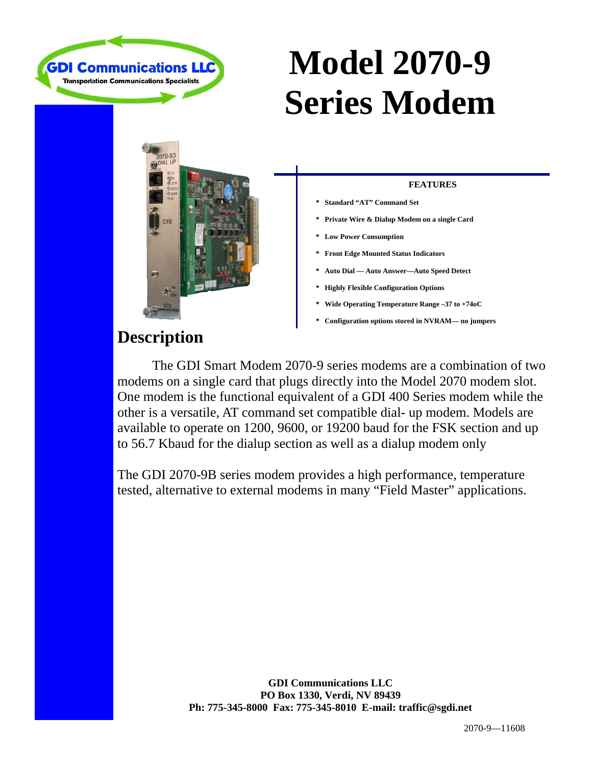GDI Communications LLC
Transportation Communications Specialists

# Model 2070-9 Series Modem

**FEATURES**

* **Standard "AT" Command Set**
* **Private Wire & Dialup Modem on a single Card**
* **Low Power Consumption**
* **Front Edge Mounted Status Indicators**
* **Auto Dial — Auto Answer—Auto Speed Detect**
* **Highly Flexible Configuration Options**
* **Wide Operating Temperature Range –37 to +74oC**
* **Configuration options stored in NVRAM— no jumpers**

## Description

The GDI Smart Modem 2070-9 series modems are a combination of two modems on a single card that plugs directly into the Model 2070 modem slot. One modem is the functional equivalent of a GDI 400 Series modem while the other is a versatile, AT command set compatible dial- up modem. Models are available to operate on 1200, 9600, or 19200 baud for the FSK section and up to 56.7 Kbaud for the dialup section as well as a dialup modem only

The GDI 2070-9B series modem provides a high performance, temperature tested, alternative to external modems in many "Field Master" applications.

**GDI Communications LLC**
**PO Box 1330, Verdi, NV 89439**
**Ph: 775-345-8000 Fax: 775-345-8010 E-mail: traffic@sgdi.net**

2070-9—11608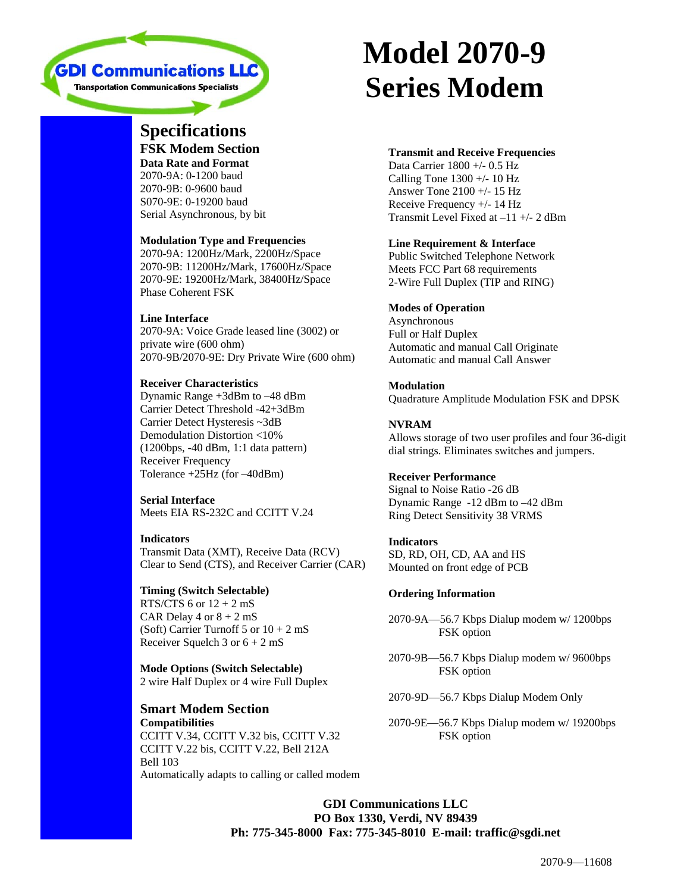GDI Communications LLC

Transportation Communications Specialists

# Model 2070-9 Series Modem

## Specifications

### FSK Modem Section

**Data Rate and Format**
2070-9A: 0-1200 baud
2070-9B: 0-9600 baud
S070-9E: 0-19200 baud
Serial Asynchronous, by bit

**Modulation Type and Frequencies**
2070-9A: 1200Hz/Mark, 2200Hz/Space
2070-9B: 11200Hz/Mark, 17600Hz/Space
2070-9E: 19200Hz/Mark, 38400Hz/Space
Phase Coherent FSK

**Line Interface**
2070-9A: Voice Grade leased line (3002) or private wire (600 ohm)
2070-9B/2070-9E: Dry Private Wire (600 ohm)

**Receiver Characteristics**
Dynamic Range +3dBm to –48 dBm
Carrier Detect Threshold -42+3dBm
Carrier Detect Hysteresis ~3dB
Demodulation Distortion <10%
(1200bps, -40 dBm, 1:1 data pattern)
Receiver Frequency
Tolerance +25Hz (for –40dBm)

**Serial Interface**
Meets EIA RS-232C and CCITT V.24

**Indicators**
Transmit Data (XMT), Receive Data (RCV)
Clear to Send (CTS), and Receiver Carrier (CAR)

**Timing (Switch Selectable)**
RTS/CTS 6 or 12 + 2 mS
CAR Delay 4 or 8 + 2 mS
(Soft) Carrier Turnoff 5 or 10 + 2 mS
Receiver Squelch 3 or 6 + 2 mS

**Mode Options (Switch Selectable)**
2 wire Half Duplex or 4 wire Full Duplex

### Smart Modem Section

**Compatibilities**
CCITT V.34, CCITT V.32 bis, CCITT V.32
CCITT V.22 bis, CCITT V.22, Bell 212A
Bell 103
Automatically adapts to calling or called modem

**Transmit and Receive Frequencies**
Data Carrier 1800 +/- 0.5 Hz
Calling Tone 1300 +/- 10 Hz
Answer Tone 2100 +/- 15 Hz
Receive Frequency +/- 14 Hz
Transmit Level Fixed at –11 +/- 2 dBm

**Line Requirement & Interface**
Public Switched Telephone Network
Meets FCC Part 68 requirements
2-Wire Full Duplex (TIP and RING)

**Modes of Operation**
Asynchronous
Full or Half Duplex
Automatic and manual Call Originate
Automatic and manual Call Answer

**Modulation**
Quadrature Amplitude Modulation FSK and DPSK

**NVRAM**
Allows storage of two user profiles and four 36-digit dial strings. Eliminates switches and jumpers.

**Receiver Performance**
Signal to Noise Ratio -26 dB
Dynamic Range -12 dBm to –42 dBm
Ring Detect Sensitivity 38 VRMS

**Indicators**
SD, RD, OH, CD, AA and HS
Mounted on front edge of PCB

**Ordering Information**

2070-9A—56.7 Kbps Dialup modem w/ 1200bps FSK option

2070-9B—56.7 Kbps Dialup modem w/ 9600bps FSK option

2070-9D—56.7 Kbps Dialup Modem Only

2070-9E—56.7 Kbps Dialup modem w/ 19200bps FSK option

**GDI Communications LLC**
**PO Box 1330, Verdi, NV 89439**
**Ph: 775-345-8000 Fax: 775-345-8010 E-mail: traffic@sgdi.net**

2070-9—11608